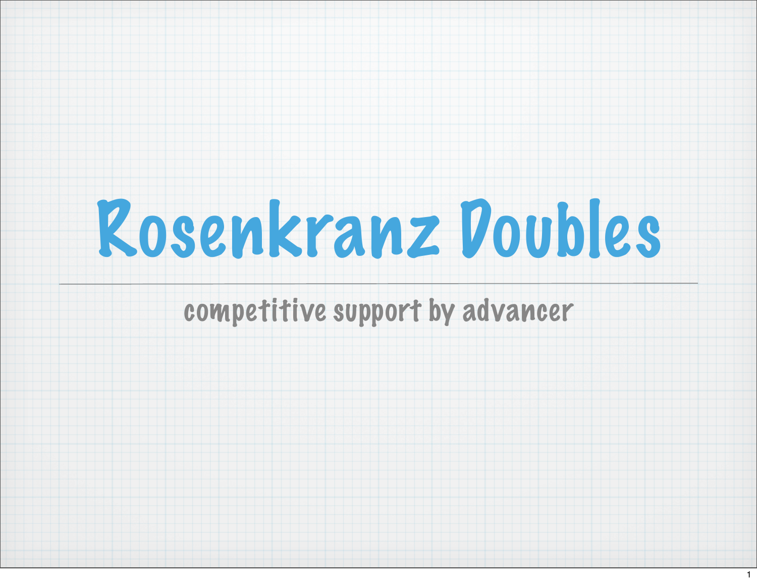# Rosenkranz Doubles

competitive support by advancer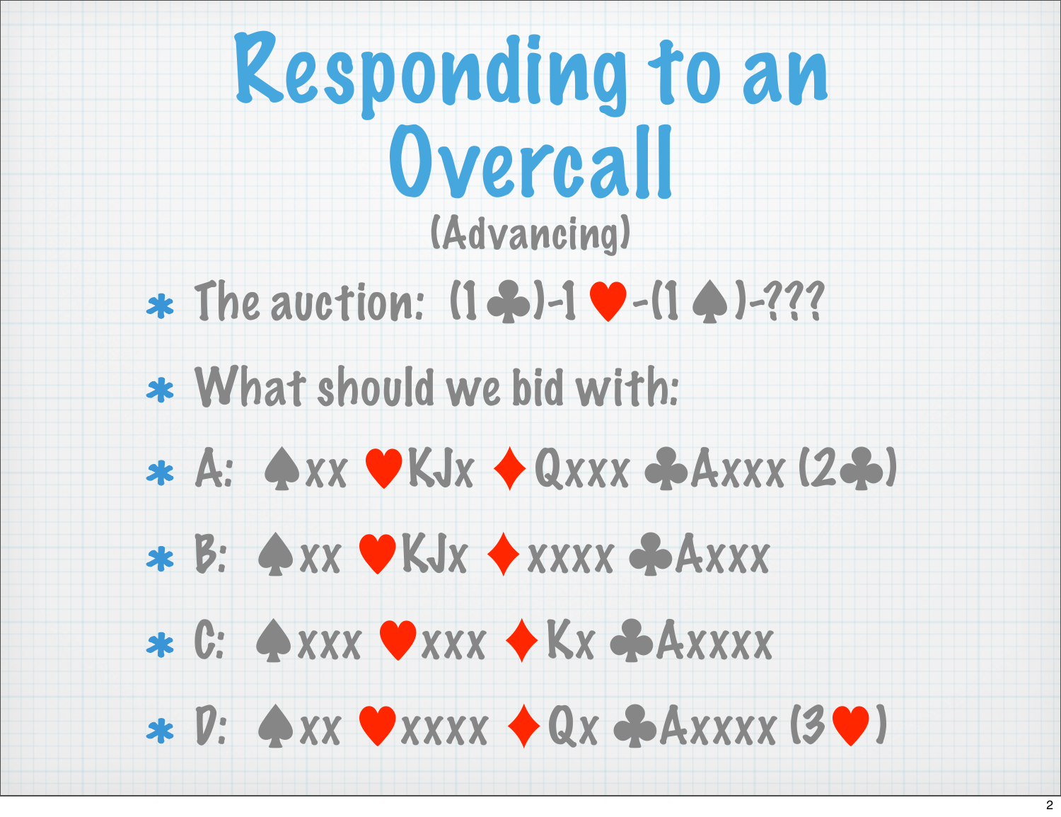# Responding to an Overcall

### (Advancing)

- The auction: (1♣)-1♥-(1♠)-???
- What should we bid with:
- A: ♠xx ♥KJx ♦Qxxx ♣Axxx (2♣)
- B: ♠xx ♥KJx ♦xxxx ♣Axxx
- C: ♠xxx ♥xxx ♦Kx ♣Axxxx
- D: ♠xx ♥xxxx ♦Qx ♣Axxxx (3♥)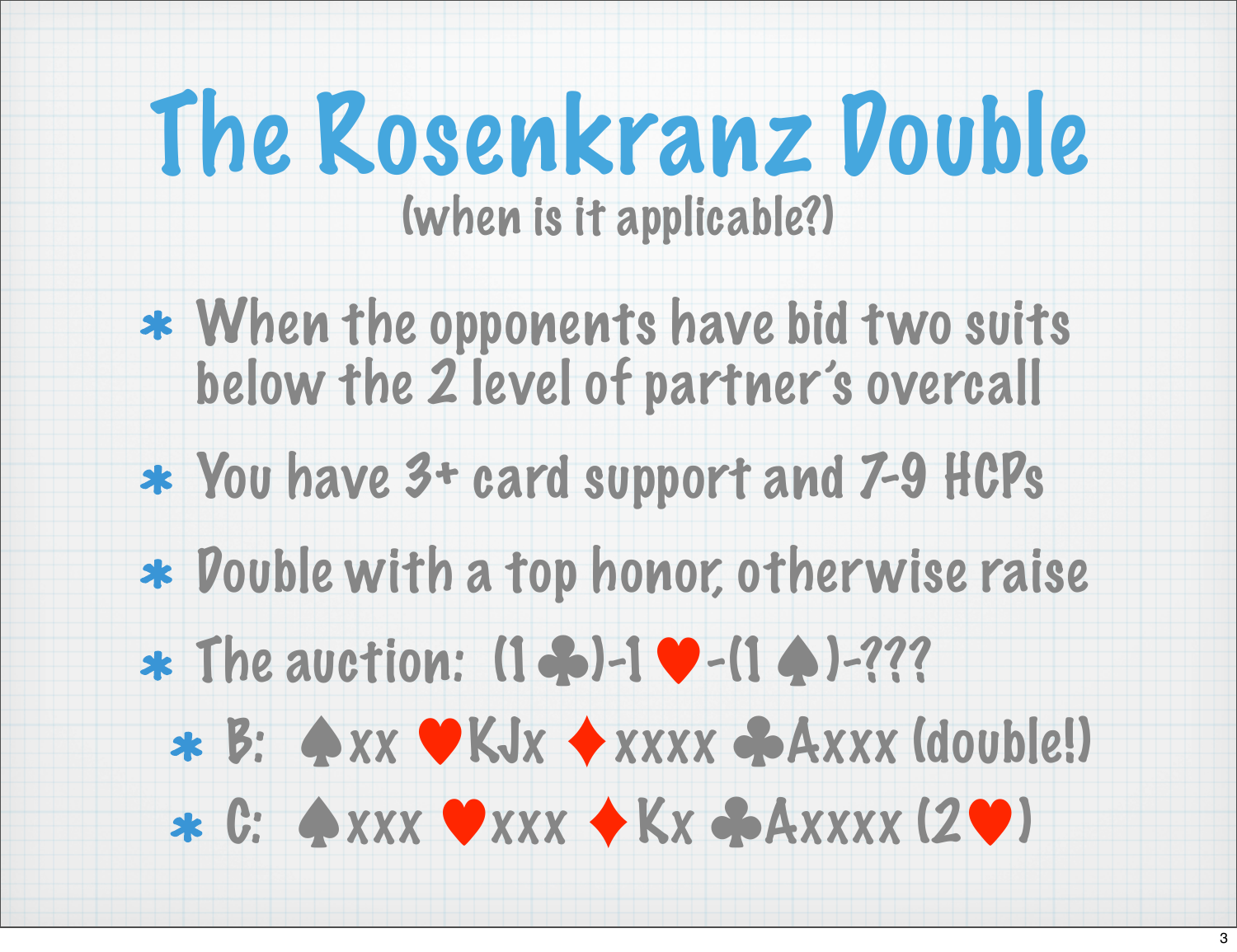# The Rosenkranz Double

(when is it applicable?)

- When the opponents have bid two suits below the 2 level of partner's overcall
- You have 3+ card support and 7-9 HCPs
- Double with a top honor, otherwise raise
- The auction: (1♣)-1♥-(1♠)-???
  - B: ♠xx ♥KJx ♦xxxx ♣Axxx (double!)
  - C: ♠xxx ♥xxx ♦Kx ♣Axxxx (2♥)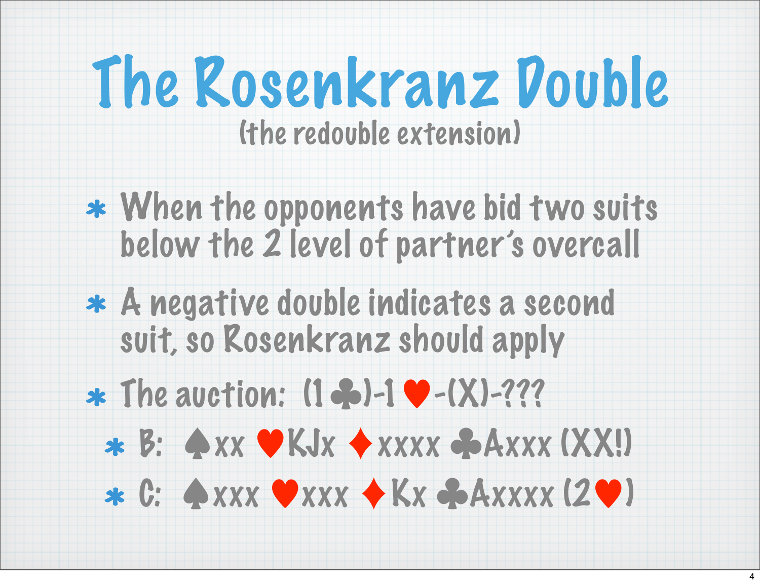# The Rosenkranz Double

(the redouble extension)

* When the opponents have bid two suits below the 2 level of partner's overcall
* A negative double indicates a second suit, so Rosenkranz should apply
* The auction: (1♣)-1♥-(X)-???
  * B: ♠xx ♥KJx ♦xxxx ♣Axxx (XX!)
  * C: ♠xxx ♥xxx ♦Kx ♣Axxxx (2♥)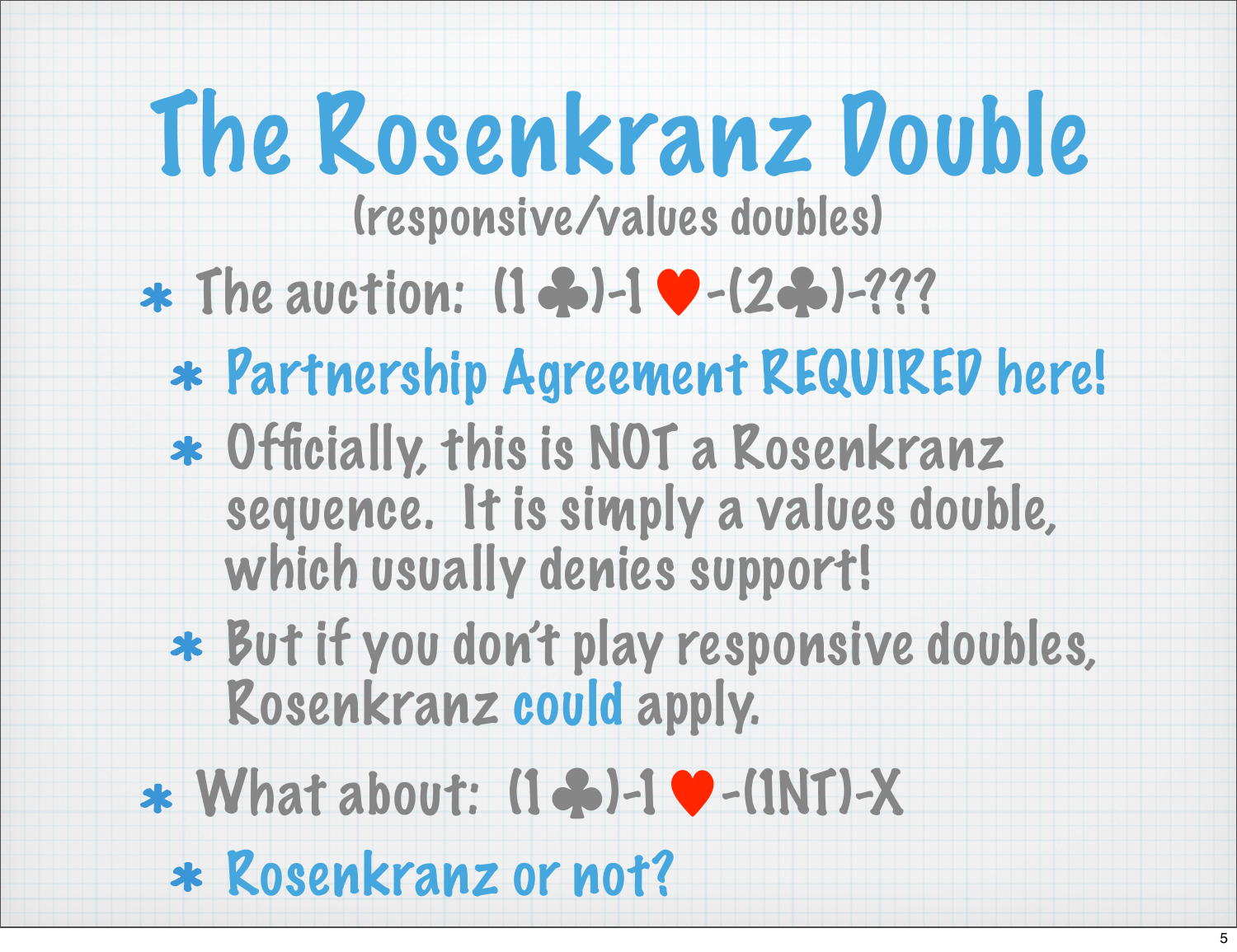# The Rosenkranz Double

(responsive/values doubles)

* The auction: (1♣)-1♥-(2♣)-???
  * Partnership Agreement REQUIRED here!
  * Officially, this is NOT a Rosenkranz sequence. It is simply a values double, which usually denies support!
  * But if you don't play responsive doubles, Rosenkranz could apply.
* What about: (1♣)-1♥-(1NT)-X
  * Rosenkranz or not?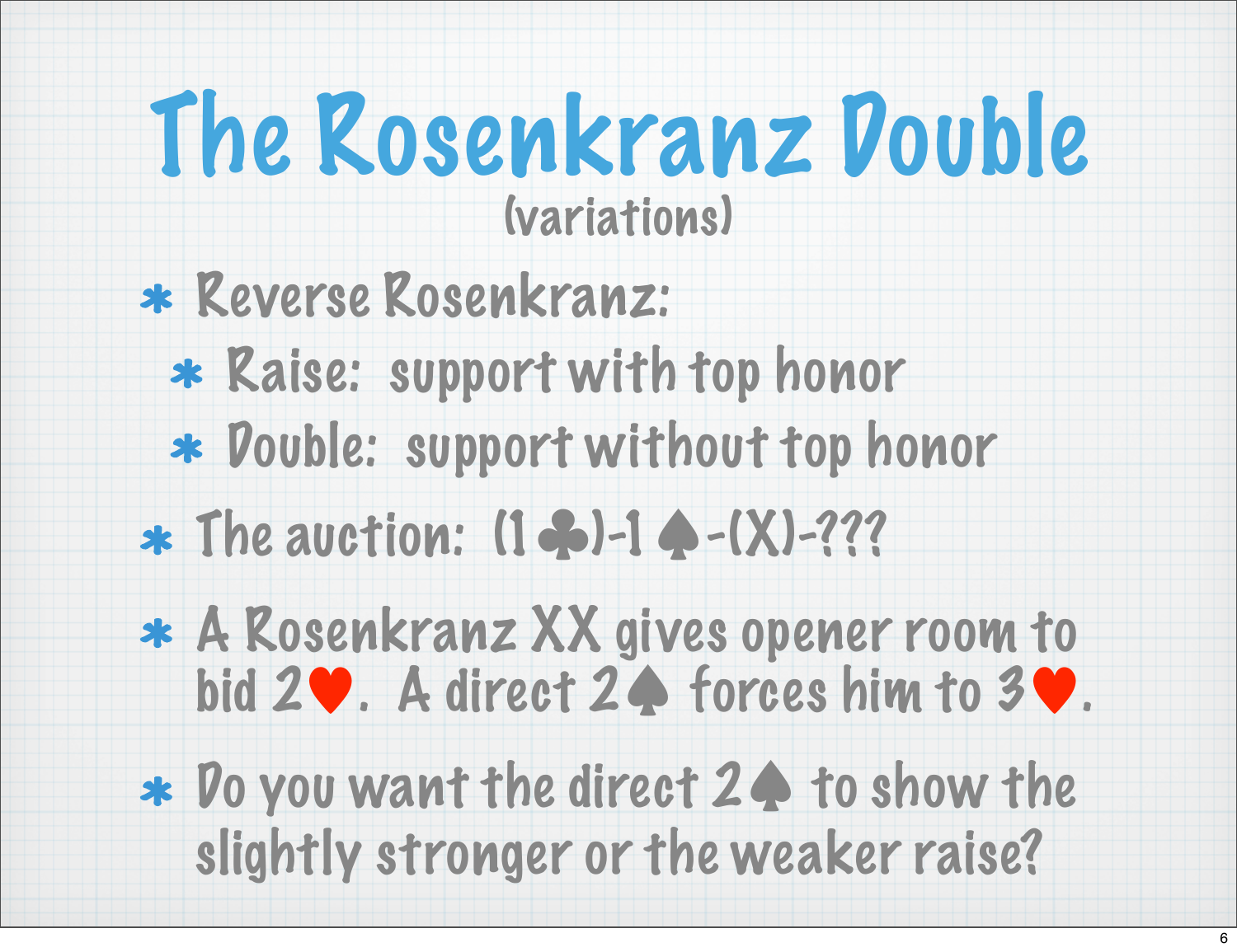# The Rosenkranz Double

(variations)

- Reverse Rosenkranz:
  - Raise: support with top honor
  - Double: support without top honor
- The auction: (1♣)-1♠-(X)-???
- A Rosenkranz XX gives opener room to bid 2♥. A direct 2♠ forces him to 3♥.
- Do you want the direct 2♠ to show the slightly stronger or the weaker raise?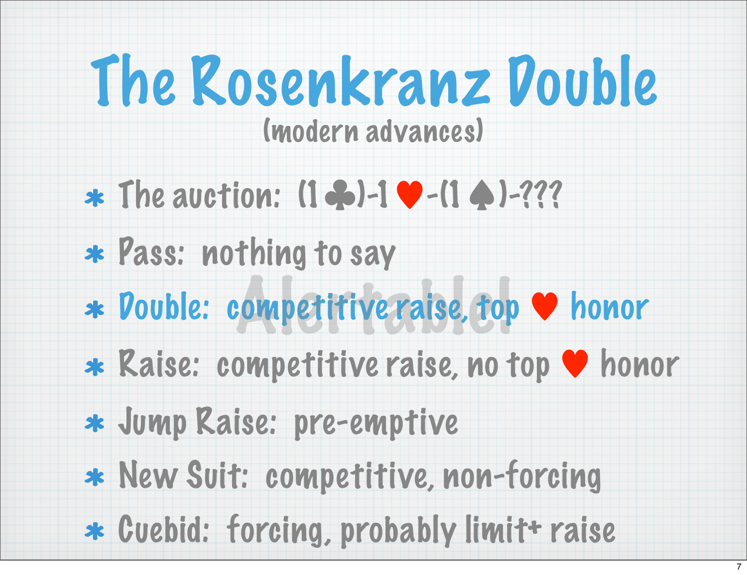# The Rosenkranz Double

(modern advances)

- The auction: (1♣)-1♥-(1♠)-???
- Pass: nothing to say
- Double: competitive raise, top ♥ honor
- Raise: competitive raise, no top ♥ honor
- Jump Raise: pre-emptive
- New Suit: competitive, non-forcing
- Cuebid: forcing, probably limit+ raise

Alertable!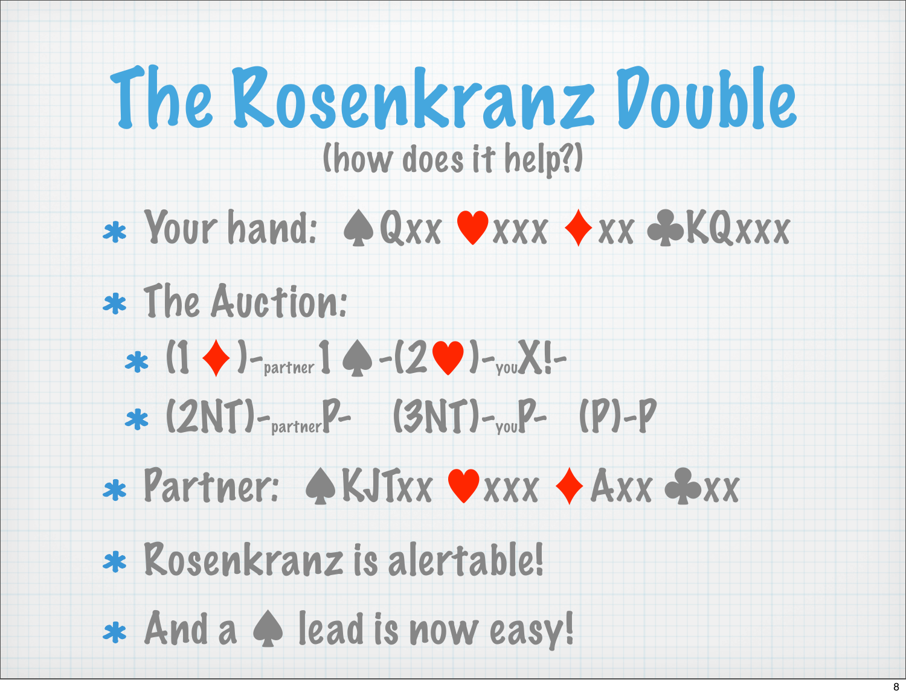# The Rosenkranz Double

(how does it help?)

- Your hand: ♠Qxx ♥xxx ♦xx ♣KQxxx
- The Auction:
  - (1♦)-$_{partner}$1♠-(2♥)-$_{you}$X!-
  - (2NT)-$_{partner}$P- (3NT)-$_{you}$P- (P)-P
- Partner: ♠KJTxx ♥xxx ♦Axx ♣xx
- Rosenkranz is alertable!
- And a ♠ lead is now easy!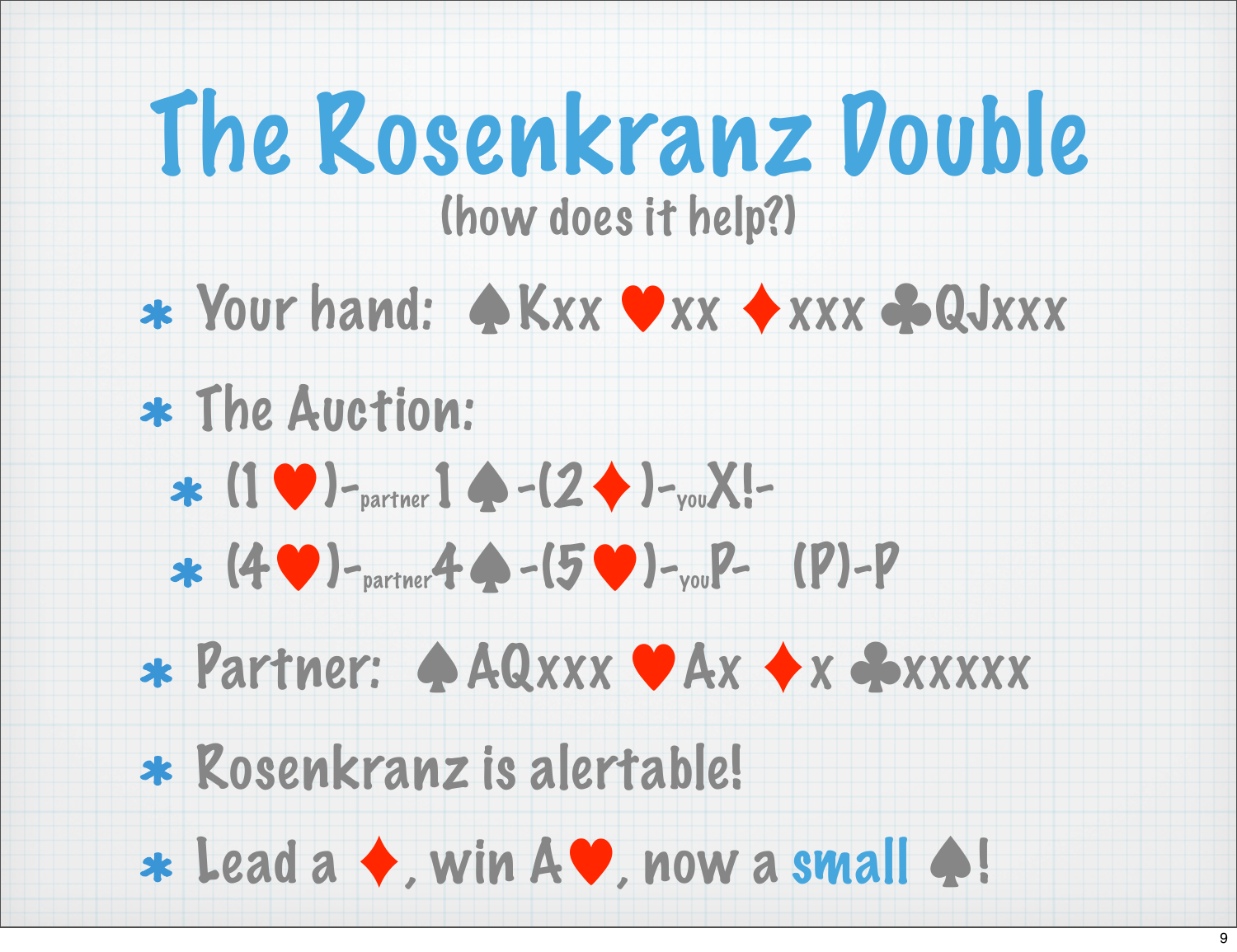# The Rosenkranz Double

(how does it help?)

- Your hand: ♠Kxx ♥xx ♦xxx ♣QJxxx
- The Auction:
  - (1♥)-$_{partner}$1♠-(2♦)-$_{you}$X!-
  - (4♥)-$_{partner}$4♠-(5♥)-$_{you}$P- (P)-P
- Partner: ♠AQxxx ♥Ax ♦x ♣xxxxx
- Rosenkranz is alertable!
- Lead a ♦, win A♥, now a small ♠!